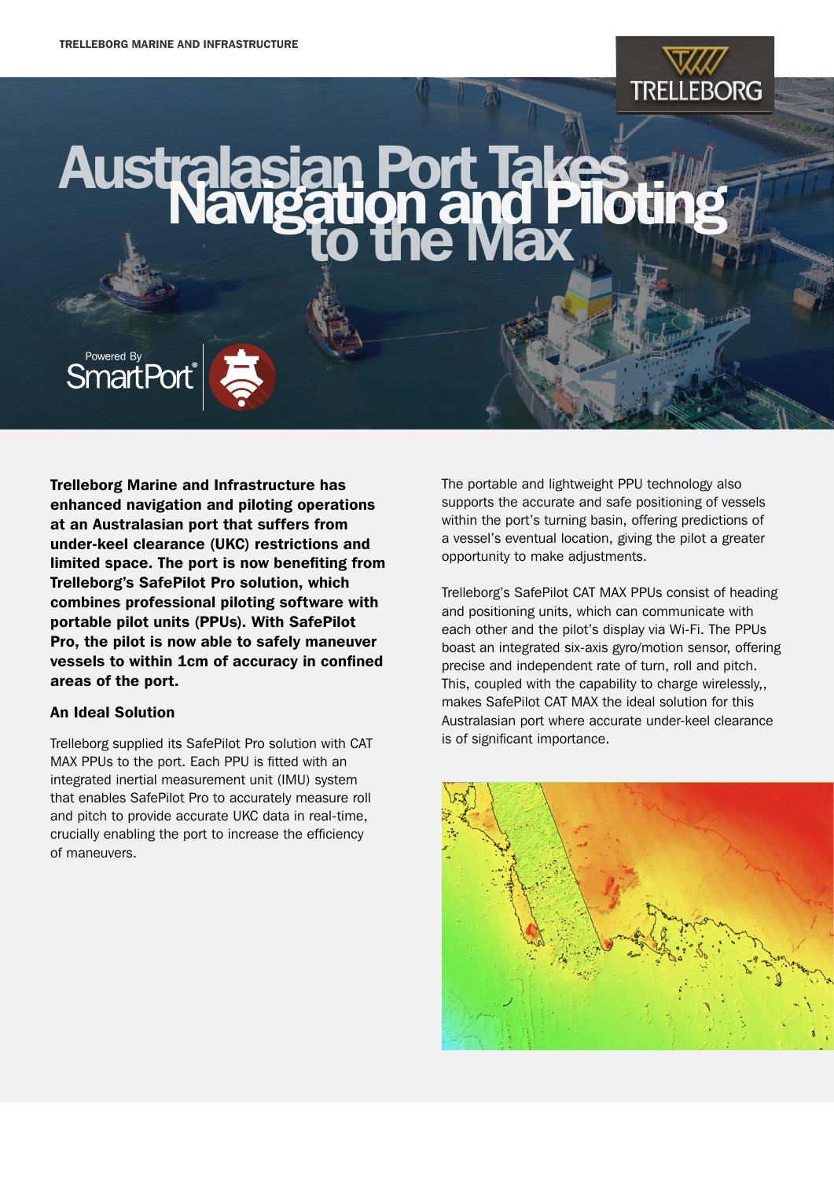# Australasian Port Takes Navigation and Piloting to the Max

Powered By SmartPort®

**Trelleborg Marine and Infrastructure has enhanced navigation and piloting operations at an Australasian port that suffers from under-keel clearance (UKC) restrictions and limited space. The port is now benefiting from Trelleborg's SafePilot Pro solution, which combines professional piloting software with portable pilot units (PPUs). With SafePilot Pro, the pilot is now able to safely maneuver vessels to within 1cm of accuracy in confined areas of the port.**

### An Ideal Solution

Trelleborg supplied its SafePilot Pro solution with CAT MAX PPUs to the port. Each PPU is fitted with an integrated inertial measurement unit (IMU) system that enables SafePilot Pro to accurately measure roll and pitch to provide accurate UKC data in real-time, crucially enabling the port to increase the efficiency of maneuvers.

The portable and lightweight PPU technology also supports the accurate and safe positioning of vessels within the port's turning basin, offering predictions of a vessel's eventual location, giving the pilot a greater opportunity to make adjustments.

Trelleborg's SafePilot CAT MAX PPUs consist of heading and positioning units, which can communicate with each other and the pilot's display via Wi-Fi. The PPUs boast an integrated six-axis gyro/motion sensor, offering precise and independent rate of turn, roll and pitch. This, coupled with the capability to charge wirelessly,, makes SafePilot CAT MAX the ideal solution for this Australasian port where accurate under-keel clearance is of significant importance.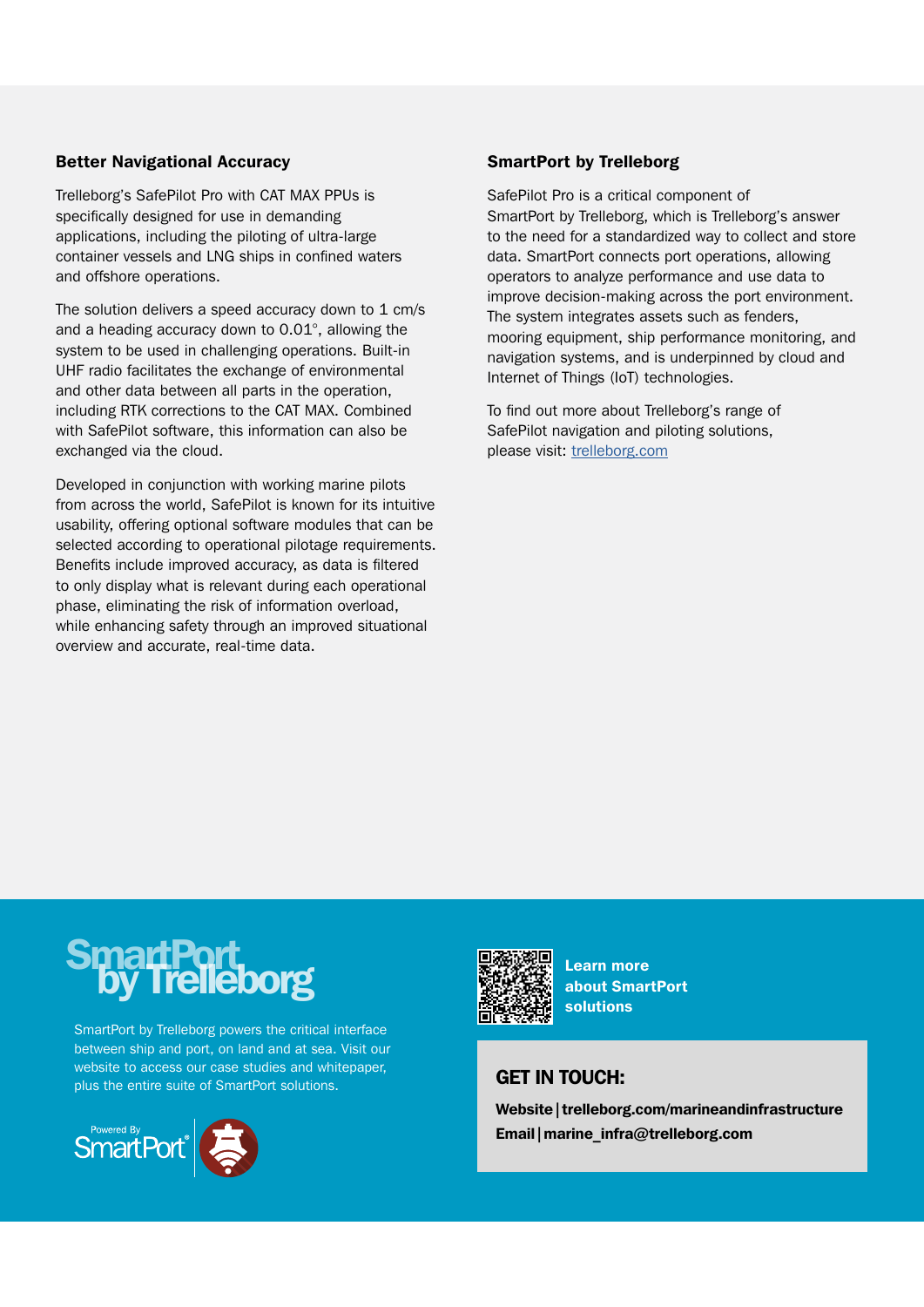### Better Navigational Accuracy

Trelleborg's SafePilot Pro with CAT MAX PPUs is specifically designed for use in demanding applications, including the piloting of ultra-large container vessels and LNG ships in confined waters and offshore operations.

The solution delivers a speed accuracy down to 1 cm/s and a heading accuracy down to 0.01°, allowing the system to be used in challenging operations. Built-in UHF radio facilitates the exchange of environmental and other data between all parts in the operation, including RTK corrections to the CAT MAX. Combined with SafePilot software, this information can also be exchanged via the cloud.

Developed in conjunction with working marine pilots from across the world, SafePilot is known for its intuitive usability, offering optional software modules that can be selected according to operational pilotage requirements. Benefits include improved accuracy, as data is filtered to only display what is relevant during each operational phase, eliminating the risk of information overload, while enhancing safety through an improved situational overview and accurate, real-time data.

### SmartPort by Trelleborg

SafePilot Pro is a critical component of SmartPort by Trelleborg, which is Trelleborg's answer to the need for a standardized way to collect and store data. SmartPort connects port operations, allowing operators to analyze performance and use data to improve decision-making across the port environment. The system integrates assets such as fenders, mooring equipment, ship performance monitoring, and navigation systems, and is underpinned by cloud and Internet of Things (IoT) technologies.

To find out more about Trelleborg's range of SafePilot navigation and piloting solutions, please visit: [trelleborg.com](https://www.trelleborg.com)

SmartPort by Trelleborg

SmartPort by Trelleborg powers the critical interface between ship and port, on land and at sea. Visit our website to access our case studies and whitepaper, plus the entire suite of SmartPort solutions.

Powered By SmartPort®

**Learn more about SmartPort solutions**

## GET IN TOUCH:

**Website | trelleborg.com/marineandinfrastructure**

**Email | marine_infra@trelleborg.com**